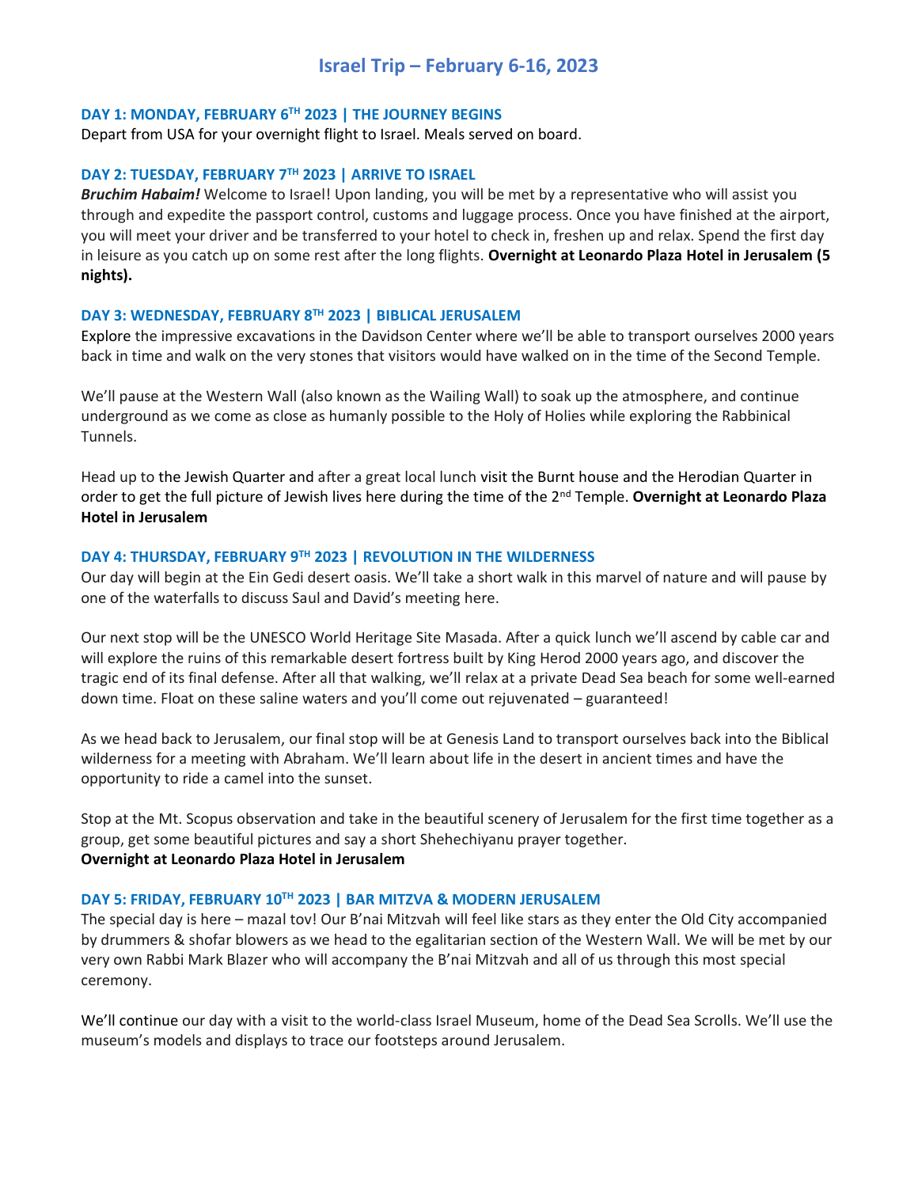# Israel Trip – February 6-16, 2023

### DAY 1: MONDAY, FEBRUARY 6TH 2023 | THE JOURNEY BEGINS

Depart from USA for your overnight flight to Israel. Meals served on board.

### DAY 2: TUESDAY, FEBRUARY 7TH 2023 | ARRIVE TO ISRAEL

***Bruchim Habaim!*** Welcome to Israel! Upon landing, you will be met by a representative who will assist you through and expedite the passport control, customs and luggage process. Once you have finished at the airport, you will meet your driver and be transferred to your hotel to check in, freshen up and relax. Spend the first day in leisure as you catch up on some rest after the long flights. **Overnight at Leonardo Plaza Hotel in Jerusalem (5 nights).**

### DAY 3: WEDNESDAY, FEBRUARY 8TH 2023 | BIBLICAL JERUSALEM

Explore the impressive excavations in the Davidson Center where we'll be able to transport ourselves 2000 years back in time and walk on the very stones that visitors would have walked on in the time of the Second Temple.

We'll pause at the Western Wall (also known as the Wailing Wall) to soak up the atmosphere, and continue underground as we come as close as humanly possible to the Holy of Holies while exploring the Rabbinical Tunnels.

Head up to the Jewish Quarter and after a great local lunch visit the Burnt house and the Herodian Quarter in order to get the full picture of Jewish lives here during the time of the 2nd Temple. **Overnight at Leonardo Plaza Hotel in Jerusalem**

### DAY 4: THURSDAY, FEBRUARY 9TH 2023 | REVOLUTION IN THE WILDERNESS

Our day will begin at the Ein Gedi desert oasis. We'll take a short walk in this marvel of nature and will pause by one of the waterfalls to discuss Saul and David's meeting here.

Our next stop will be the UNESCO World Heritage Site Masada. After a quick lunch we'll ascend by cable car and will explore the ruins of this remarkable desert fortress built by King Herod 2000 years ago, and discover the tragic end of its final defense. After all that walking, we'll relax at a private Dead Sea beach for some well-earned down time. Float on these saline waters and you'll come out rejuvenated – guaranteed!

As we head back to Jerusalem, our final stop will be at Genesis Land to transport ourselves back into the Biblical wilderness for a meeting with Abraham. We'll learn about life in the desert in ancient times and have the opportunity to ride a camel into the sunset.

Stop at the Mt. Scopus observation and take in the beautiful scenery of Jerusalem for the first time together as a group, get some beautiful pictures and say a short Shehechiyanu prayer together.
**Overnight at Leonardo Plaza Hotel in Jerusalem**

### DAY 5: FRIDAY, FEBRUARY 10TH 2023 | BAR MITZVA & MODERN JERUSALEM

The special day is here – mazal tov! Our B'nai Mitzvah will feel like stars as they enter the Old City accompanied by drummers & shofar blowers as we head to the egalitarian section of the Western Wall. We will be met by our very own Rabbi Mark Blazer who will accompany the B'nai Mitzvah and all of us through this most special ceremony.

We'll continue our day with a visit to the world-class Israel Museum, home of the Dead Sea Scrolls. We'll use the museum's models and displays to trace our footsteps around Jerusalem.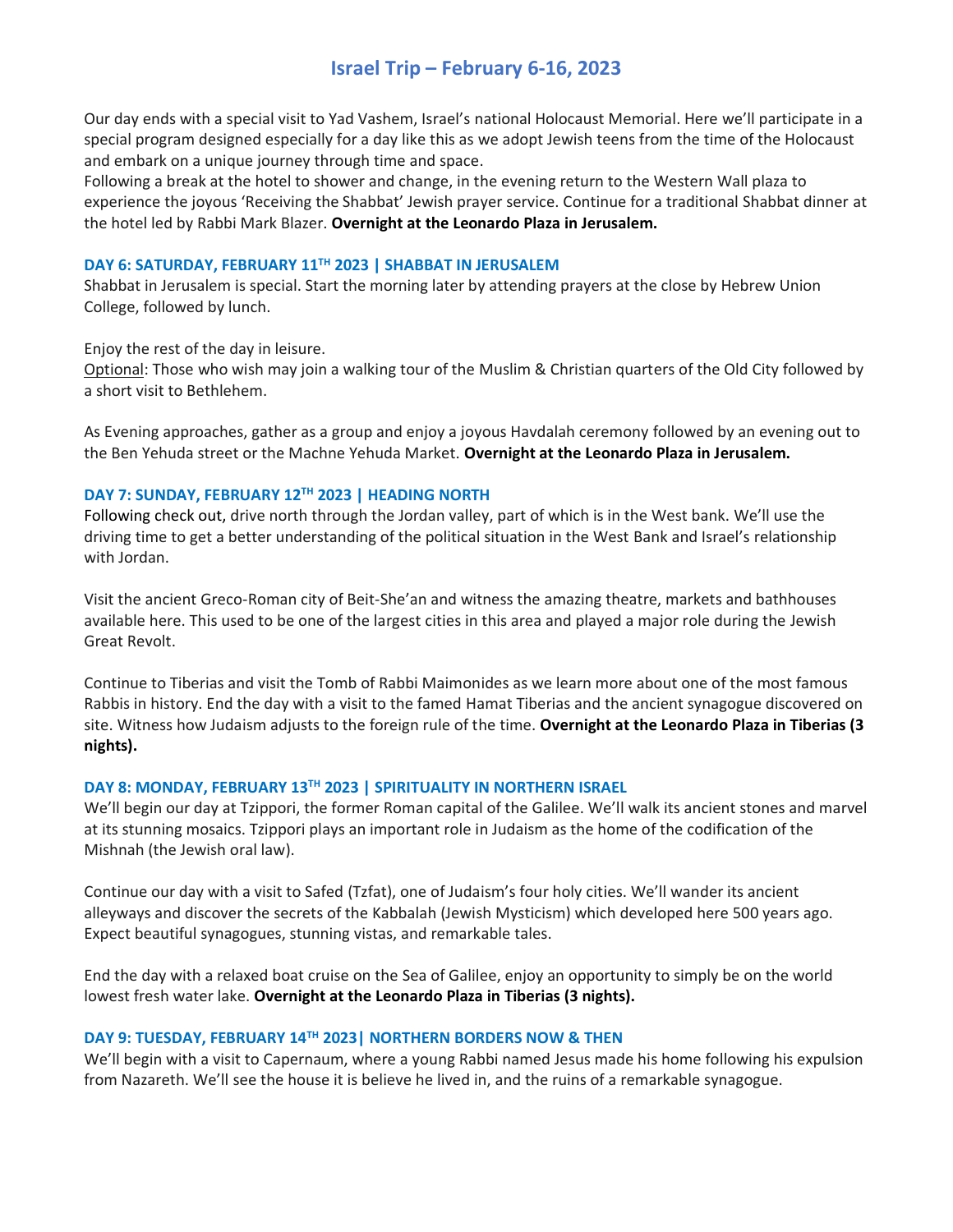# Israel Trip – February 6-16, 2023

Our day ends with a special visit to Yad Vashem, Israel's national Holocaust Memorial. Here we'll participate in a special program designed especially for a day like this as we adopt Jewish teens from the time of the Holocaust and embark on a unique journey through time and space.
Following a break at the hotel to shower and change, in the evening return to the Western Wall plaza to experience the joyous 'Receiving the Shabbat' Jewish prayer service. Continue for a traditional Shabbat dinner at the hotel led by Rabbi Mark Blazer. **Overnight at the Leonardo Plaza in Jerusalem.**

### DAY 6: SATURDAY, FEBRUARY 11TH 2023 | SHABBAT IN JERUSALEM

Shabbat in Jerusalem is special. Start the morning later by attending prayers at the close by Hebrew Union College, followed by lunch.

Enjoy the rest of the day in leisure.
Optional: Those who wish may join a walking tour of the Muslim & Christian quarters of the Old City followed by a short visit to Bethlehem.

As Evening approaches, gather as a group and enjoy a joyous Havdalah ceremony followed by an evening out to the Ben Yehuda street or the Machne Yehuda Market. **Overnight at the Leonardo Plaza in Jerusalem.**

### DAY 7: SUNDAY, FEBRUARY 12TH 2023 | HEADING NORTH

Following check out, drive north through the Jordan valley, part of which is in the West bank. We'll use the driving time to get a better understanding of the political situation in the West Bank and Israel's relationship with Jordan.

Visit the ancient Greco-Roman city of Beit-She'an and witness the amazing theatre, markets and bathhouses available here. This used to be one of the largest cities in this area and played a major role during the Jewish Great Revolt.

Continue to Tiberias and visit the Tomb of Rabbi Maimonides as we learn more about one of the most famous Rabbis in history. End the day with a visit to the famed Hamat Tiberias and the ancient synagogue discovered on site. Witness how Judaism adjusts to the foreign rule of the time. **Overnight at the Leonardo Plaza in Tiberias (3 nights).**

### DAY 8: MONDAY, FEBRUARY 13TH 2023 | SPIRITUALITY IN NORTHERN ISRAEL

We'll begin our day at Tzippori, the former Roman capital of the Galilee. We'll walk its ancient stones and marvel at its stunning mosaics. Tzippori plays an important role in Judaism as the home of the codification of the Mishnah (the Jewish oral law).

Continue our day with a visit to Safed (Tzfat), one of Judaism's four holy cities. We'll wander its ancient alleyways and discover the secrets of the Kabbalah (Jewish Mysticism) which developed here 500 years ago. Expect beautiful synagogues, stunning vistas, and remarkable tales.

End the day with a relaxed boat cruise on the Sea of Galilee, enjoy an opportunity to simply be on the world lowest fresh water lake. **Overnight at the Leonardo Plaza in Tiberias (3 nights).**

### DAY 9: TUESDAY, FEBRUARY 14TH 2023| NORTHERN BORDERS NOW & THEN

We'll begin with a visit to Capernaum, where a young Rabbi named Jesus made his home following his expulsion from Nazareth. We'll see the house it is believe he lived in, and the ruins of a remarkable synagogue.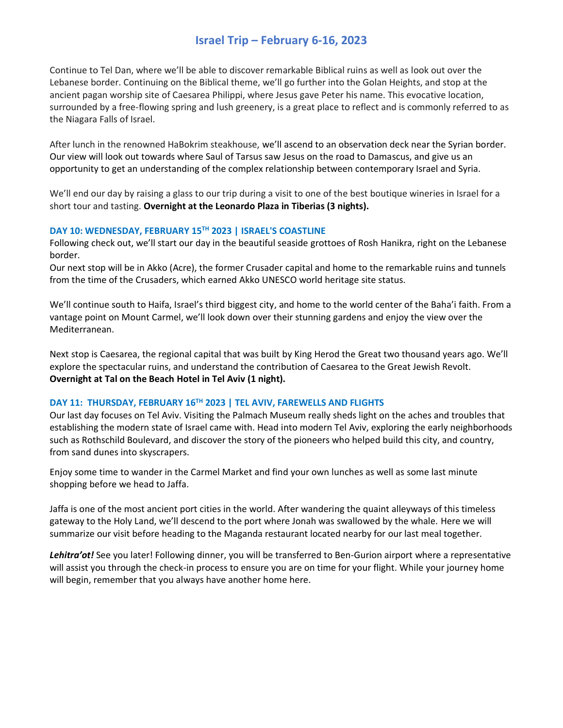# Israel Trip – February 6-16, 2023

Continue to Tel Dan, where we'll be able to discover remarkable Biblical ruins as well as look out over the Lebanese border. Continuing on the Biblical theme, we'll go further into the Golan Heights, and stop at the ancient pagan worship site of Caesarea Philippi, where Jesus gave Peter his name. This evocative location, surrounded by a free-flowing spring and lush greenery, is a great place to reflect and is commonly referred to as the Niagara Falls of Israel.

After lunch in the renowned HaBokrim steakhouse, we'll ascend to an observation deck near the Syrian border. Our view will look out towards where Saul of Tarsus saw Jesus on the road to Damascus, and give us an opportunity to get an understanding of the complex relationship between contemporary Israel and Syria.

We'll end our day by raising a glass to our trip during a visit to one of the best boutique wineries in Israel for a short tour and tasting. **Overnight at the Leonardo Plaza in Tiberias (3 nights).**

### DAY 10: WEDNESDAY, FEBRUARY 15TH 2023 | ISRAEL'S COASTLINE

Following check out, we'll start our day in the beautiful seaside grottoes of Rosh Hanikra, right on the Lebanese border.
Our next stop will be in Akko (Acre), the former Crusader capital and home to the remarkable ruins and tunnels from the time of the Crusaders, which earned Akko UNESCO world heritage site status.

We'll continue south to Haifa, Israel's third biggest city, and home to the world center of the Baha'i faith. From a vantage point on Mount Carmel, we'll look down over their stunning gardens and enjoy the view over the Mediterranean.

Next stop is Caesarea, the regional capital that was built by King Herod the Great two thousand years ago. We'll explore the spectacular ruins, and understand the contribution of Caesarea to the Great Jewish Revolt.
**Overnight at Tal on the Beach Hotel in Tel Aviv (1 night).**

### DAY 11: THURSDAY, FEBRUARY 16TH 2023 | TEL AVIV, FAREWELLS AND FLIGHTS

Our last day focuses on Tel Aviv. Visiting the Palmach Museum really sheds light on the aches and troubles that establishing the modern state of Israel came with. Head into modern Tel Aviv, exploring the early neighborhoods such as Rothschild Boulevard, and discover the story of the pioneers who helped build this city, and country, from sand dunes into skyscrapers.

Enjoy some time to wander in the Carmel Market and find your own lunches as well as some last minute shopping before we head to Jaffa.

Jaffa is one of the most ancient port cities in the world. After wandering the quaint alleyways of this timeless gateway to the Holy Land, we'll descend to the port where Jonah was swallowed by the whale. Here we will summarize our visit before heading to the Maganda restaurant located nearby for our last meal together.

***Lehitra'ot!*** See you later! Following dinner, you will be transferred to Ben-Gurion airport where a representative will assist you through the check-in process to ensure you are on time for your flight. While your journey home will begin, remember that you always have another home here.